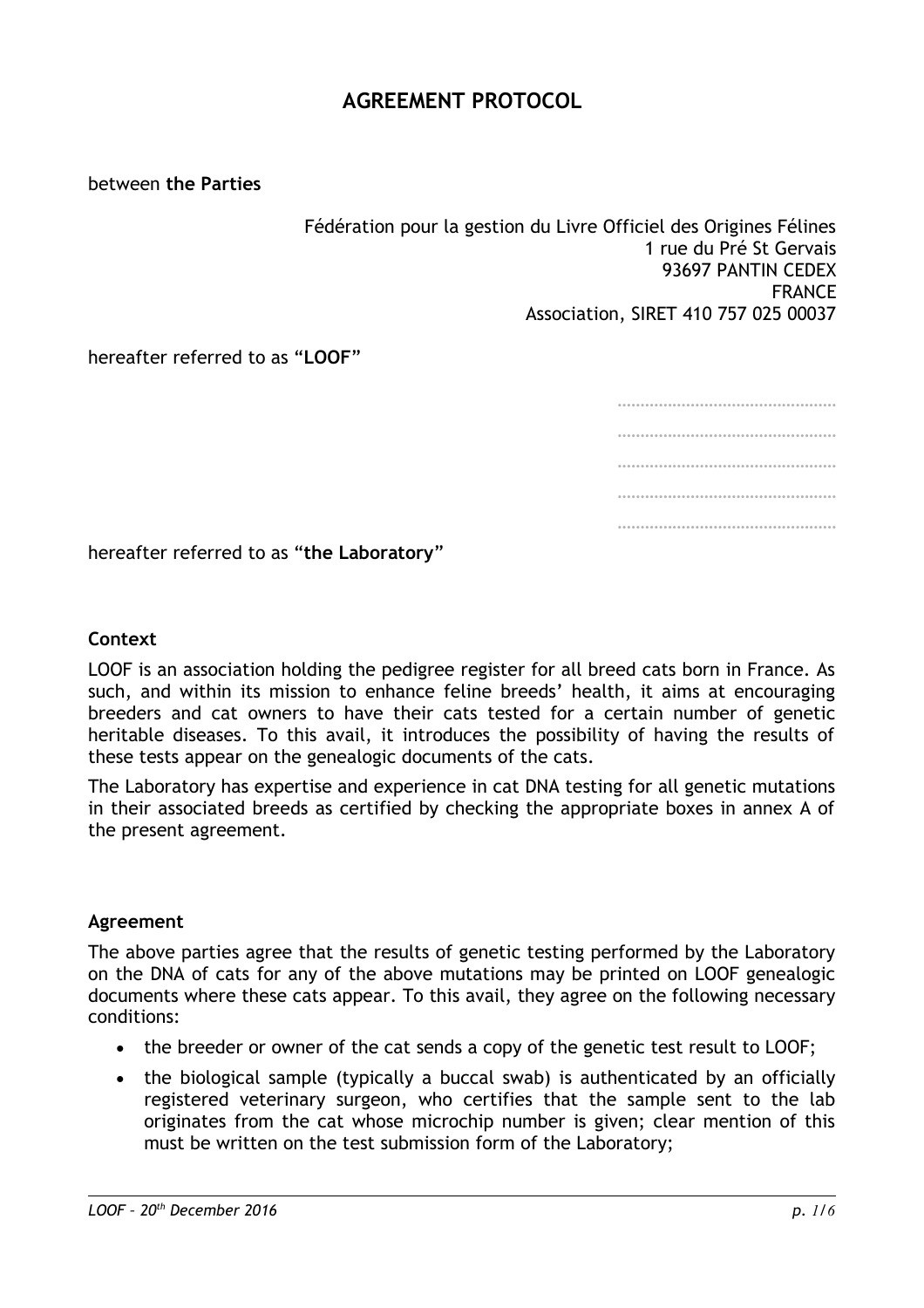# AGREEMENT PROTOCOL

between **the Parties**

Fédération pour la gestion du Livre Officiel des Origines Félines
1 rue du Pré St Gervais
93697 PANTIN CEDEX
FRANCE
Association, SIRET 410 757 025 00037

hereafter referred to as "**LOOF**"

..................................................
..................................................
..................................................
..................................................
..................................................

hereafter referred to as "**the Laboratory**"

### Context

LOOF is an association holding the pedigree register for all breed cats born in France. As such, and within its mission to enhance feline breeds' health, it aims at encouraging breeders and cat owners to have their cats tested for a certain number of genetic heritable diseases. To this avail, it introduces the possibility of having the results of these tests appear on the genealogic documents of the cats.

The Laboratory has expertise and experience in cat DNA testing for all genetic mutations in their associated breeds as certified by checking the appropriate boxes in annex A of the present agreement.

### Agreement

The above parties agree that the results of genetic testing performed by the Laboratory on the DNA of cats for any of the above mutations may be printed on LOOF genealogic documents where these cats appear. To this avail, they agree on the following necessary conditions:

- the breeder or owner of the cat sends a copy of the genetic test result to LOOF;
- the biological sample (typically a buccal swab) is authenticated by an officially registered veterinary surgeon, who certifies that the sample sent to the lab originates from the cat whose microchip number is given; clear mention of this must be written on the test submission form of the Laboratory;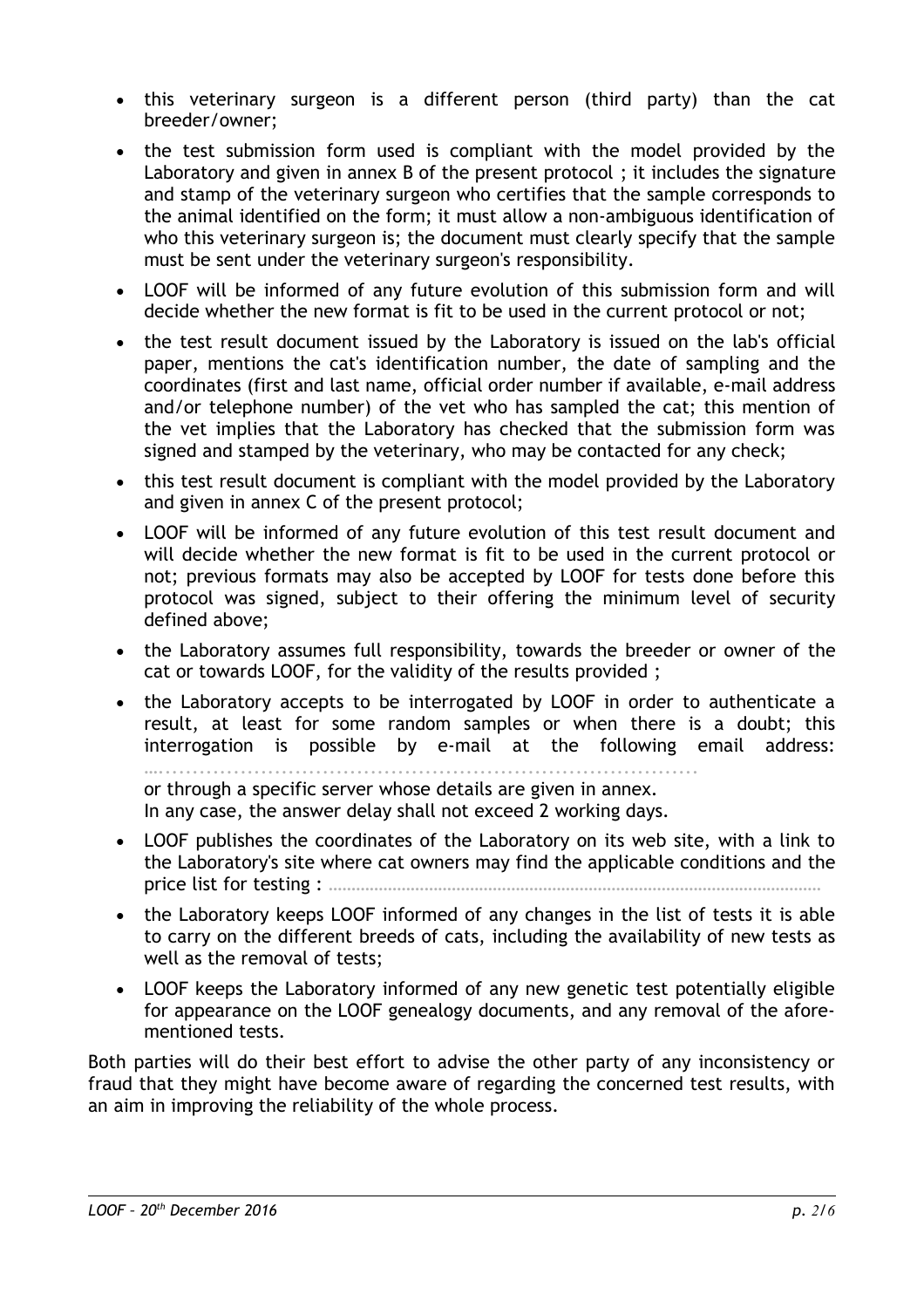- this veterinary surgeon is a different person (third party) than the cat breeder/owner;
- the test submission form used is compliant with the model provided by the Laboratory and given in annex B of the present protocol ; it includes the signature and stamp of the veterinary surgeon who certifies that the sample corresponds to the animal identified on the form; it must allow a non-ambiguous identification of who this veterinary surgeon is; the document must clearly specify that the sample must be sent under the veterinary surgeon's responsibility.
- LOOF will be informed of any future evolution of this submission form and will decide whether the new format is fit to be used in the current protocol or not;
- the test result document issued by the Laboratory is issued on the lab's official paper, mentions the cat's identification number, the date of sampling and the coordinates (first and last name, official order number if available, e-mail address and/or telephone number) of the vet who has sampled the cat; this mention of the vet implies that the Laboratory has checked that the submission form was signed and stamped by the veterinary, who may be contacted for any check;
- this test result document is compliant with the model provided by the Laboratory and given in annex C of the present protocol;
- LOOF will be informed of any future evolution of this test result document and will decide whether the new format is fit to be used in the current protocol or not; previous formats may also be accepted by LOOF for tests done before this protocol was signed, subject to their offering the minimum level of security defined above;
- the Laboratory assumes full responsibility, towards the breeder or owner of the cat or towards LOOF, for the validity of the results provided ;
- the Laboratory accepts to be interrogated by LOOF in order to authenticate a result, at least for some random samples or when there is a doubt; this interrogation is possible by e-mail at the following email address: ………………………………………………………………………………

  or through a specific server whose details are given in annex.

  In any case, the answer delay shall not exceed 2 working days.
- LOOF publishes the coordinates of the Laboratory on its web site, with a link to the Laboratory's site where cat owners may find the applicable conditions and the price list for testing : ………………………………………………………………………………
- the Laboratory keeps LOOF informed of any changes in the list of tests it is able to carry on the different breeds of cats, including the availability of new tests as well as the removal of tests;
- LOOF keeps the Laboratory informed of any new genetic test potentially eligible for appearance on the LOOF genealogy documents, and any removal of the aforementioned tests.

Both parties will do their best effort to advise the other party of any inconsistency or fraud that they might have become aware of regarding the concerned test results, with an aim in improving the reliability of the whole process.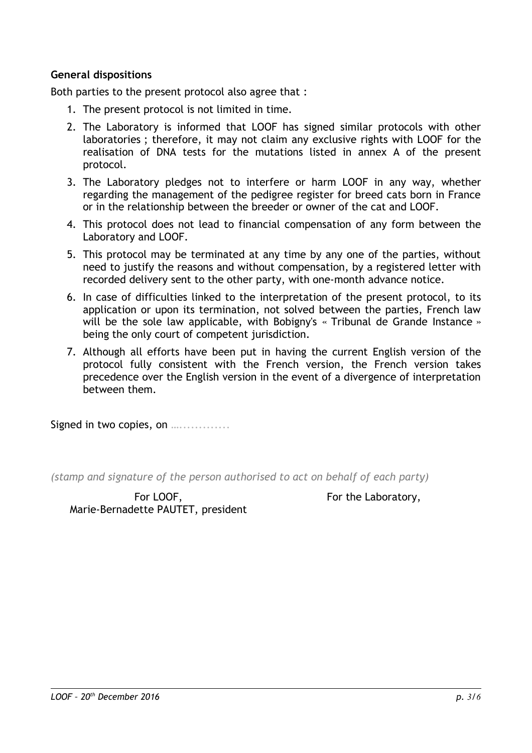**General dispositions**

Both parties to the present protocol also agree that :

1. The present protocol is not limited in time.
2. The Laboratory is informed that LOOF has signed similar protocols with other laboratories ; therefore, it may not claim any exclusive rights with LOOF for the realisation of DNA tests for the mutations listed in annex A of the present protocol.
3. The Laboratory pledges not to interfere or harm LOOF in any way, whether regarding the management of the pedigree register for breed cats born in France or in the relationship between the breeder or owner of the cat and LOOF.
4. This protocol does not lead to financial compensation of any form between the Laboratory and LOOF.
5. This protocol may be terminated at any time by any one of the parties, without need to justify the reasons and without compensation, by a registered letter with recorded delivery sent to the other party, with one-month advance notice.
6. In case of difficulties linked to the interpretation of the present protocol, to its application or upon its termination, not solved between the parties, French law will be the sole law applicable, with Bobigny's « Tribunal de Grande Instance » being the only court of competent jurisdiction.
7. Although all efforts have been put in having the current English version of the protocol fully consistent with the French version, the French version takes precedence over the English version in the event of a divergence of interpretation between them.

Signed in two copies, on …..............

*(stamp and signature of the person authorised to act on behalf of each party)*

For LOOF,
Marie-Bernadette PAUTET, president

For the Laboratory,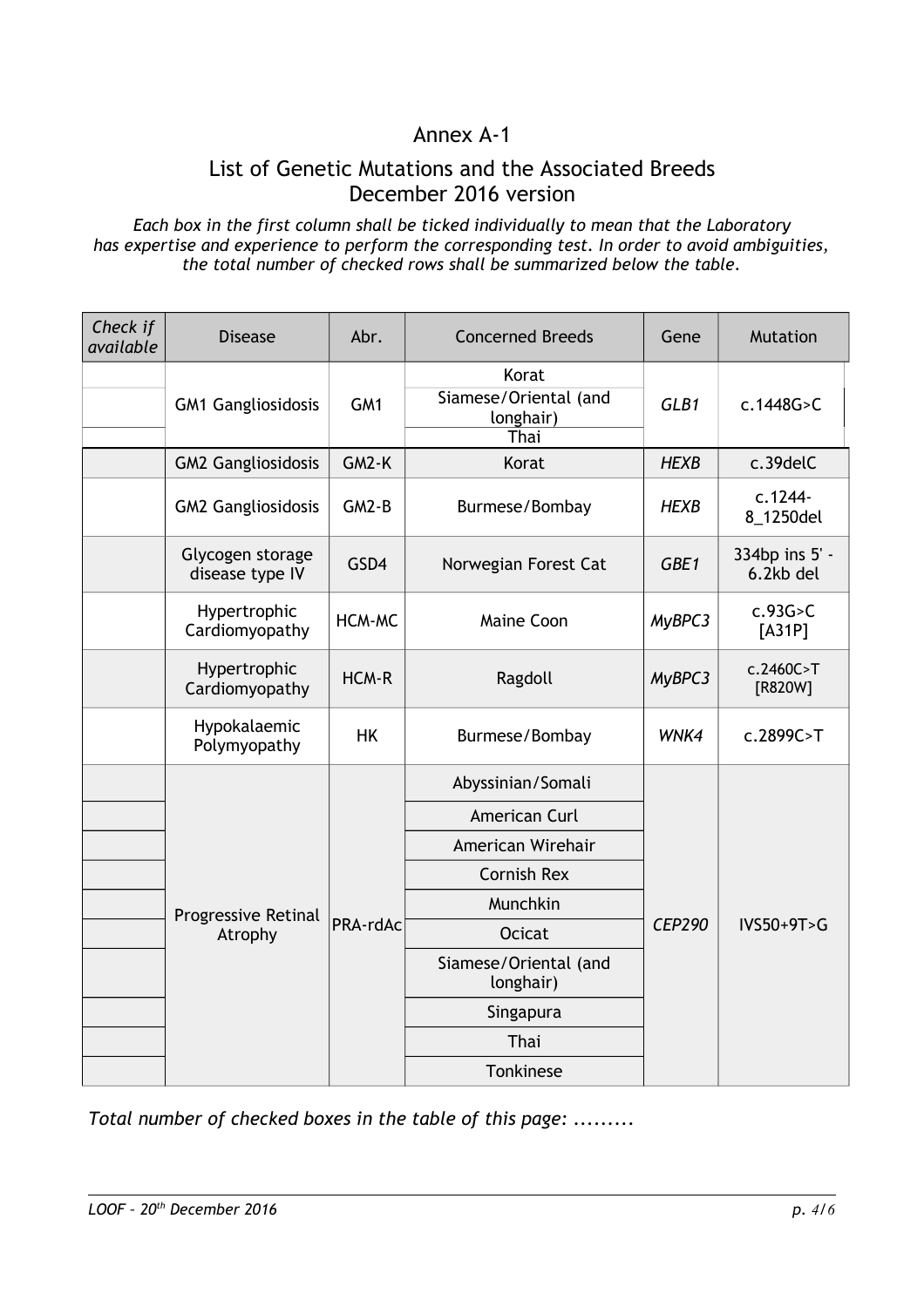# Annex A-1

## List of Genetic Mutations and the Associated Breeds
## December 2016 version

*Each box in the first column shall be ticked individually to mean that the Laboratory has expertise and experience to perform the corresponding test. In order to avoid ambiguities, the total number of checked rows shall be summarized below the table.*

| *Check if available* | Disease | Abr. | Concerned Breeds | Gene | Mutation |
|---|---|---|---|---|---|
| | GM1 Gangliosidosis | GM1 | Korat | *GLB1* | c.1448G>C |
| | | | Siamese/Oriental (and longhair) | | |
| | | | Thai | | |
| | GM2 Gangliosidosis | GM2-K | Korat | *HEXB* | c.39delC |
| | GM2 Gangliosidosis | GM2-B | Burmese/Bombay | *HEXB* | c.1244-8_1250del |
| | Glycogen storage disease type IV | GSD4 | Norwegian Forest Cat | *GBE1* | 334bp ins 5' - 6.2kb del |
| | Hypertrophic Cardiomyopathy | HCM-MC | Maine Coon | *MyBPC3* | c.93G>C [A31P] |
| | Hypertrophic Cardiomyopathy | HCM-R | Ragdoll | *MyBPC3* | c.2460C>T [R820W] |
| | Hypokalaemic Polymyopathy | HK | Burmese/Bombay | *WNK4* | c.2899C>T |
| | Progressive Retinal Atrophy | PRA-rdAc | Abyssinian/Somali | *CEP290* | IVS50+9T>G |
| | | | American Curl | | |
| | | | American Wirehair | | |
| | | | Cornish Rex | | |
| | | | Munchkin | | |
| | | | Ocicat | | |
| | | | Siamese/Oriental (and longhair) | | |
| | | | Singapura | | |
| | | | Thai | | |
| | | | Tonkinese | | |

*Total number of checked boxes in the table of this page: .........*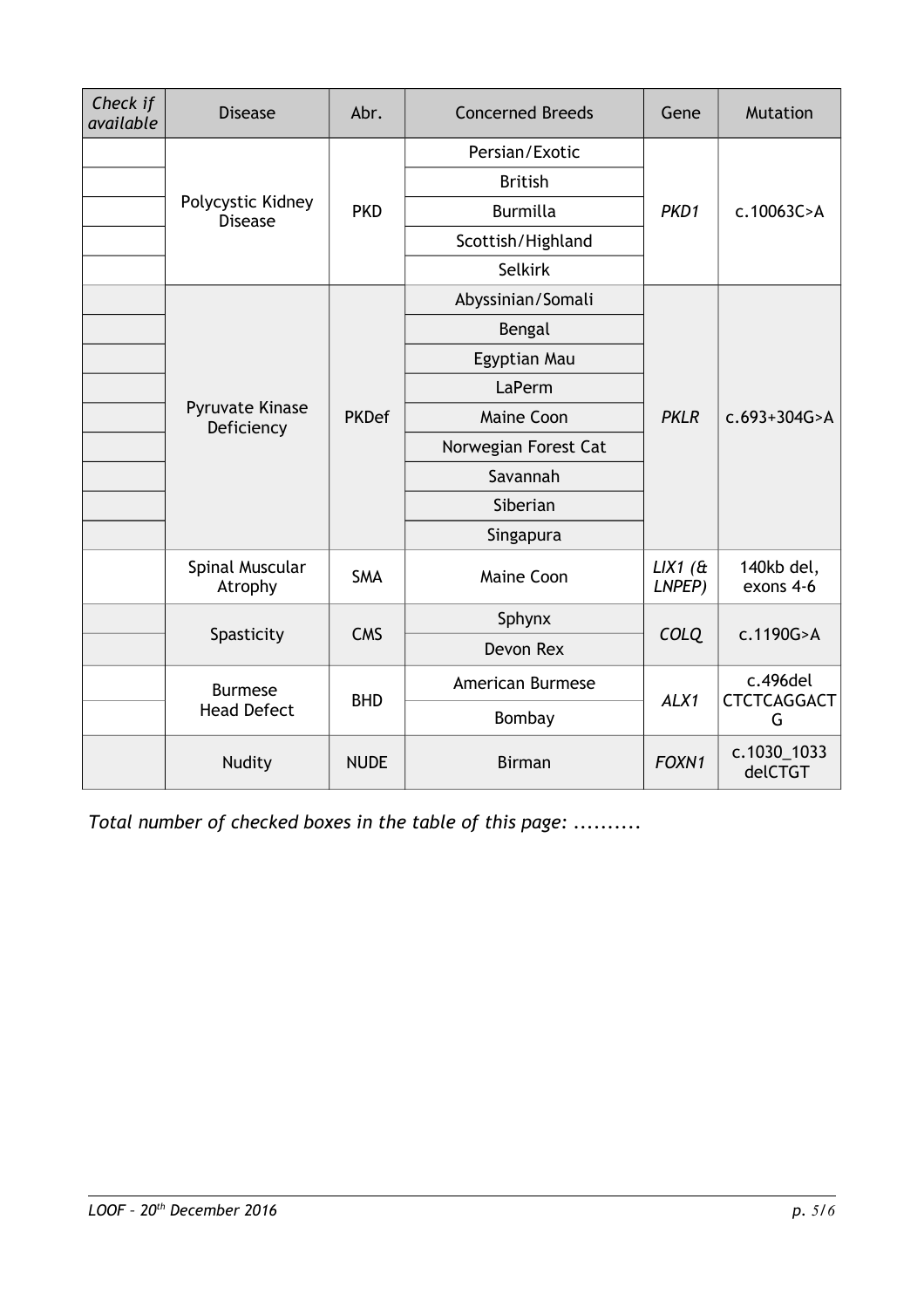| *Check if available* | Disease | Abr. | Concerned Breeds | Gene | Mutation |
|---|---|---|---|---|---|
| | Polycystic Kidney Disease | PKD | Persian/Exotic | *PKD1* | c.10063C>A |
| | | | British | | |
| | | | Burmilla | | |
| | | | Scottish/Highland | | |
| | | | Selkirk | | |
| | Pyruvate Kinase Deficiency | PKDef | Abyssinian/Somali | *PKLR* | c.693+304G>A |
| | | | Bengal | | |
| | | | Egyptian Mau | | |
| | | | LaPerm | | |
| | | | Maine Coon | | |
| | | | Norwegian Forest Cat | | |
| | | | Savannah | | |
| | | | Siberian | | |
| | | | Singapura | | |
| | Spinal Muscular Atrophy | SMA | Maine Coon | *LIX1 (& LNPEP)* | 140kb del, exons 4-6 |
| | Spasticity | CMS | Sphynx | *COLQ* | c.1190G>A |
| | | | Devon Rex | | |
| | Burmese Head Defect | BHD | American Burmese | *ALX1* | c.496del CTCTCAGGACTG |
| | | | Bombay | | |
| | Nudity | NUDE | Birman | *FOXN1* | c.1030_1033 delCTGT |

*Total number of checked boxes in the table of this page: ..........*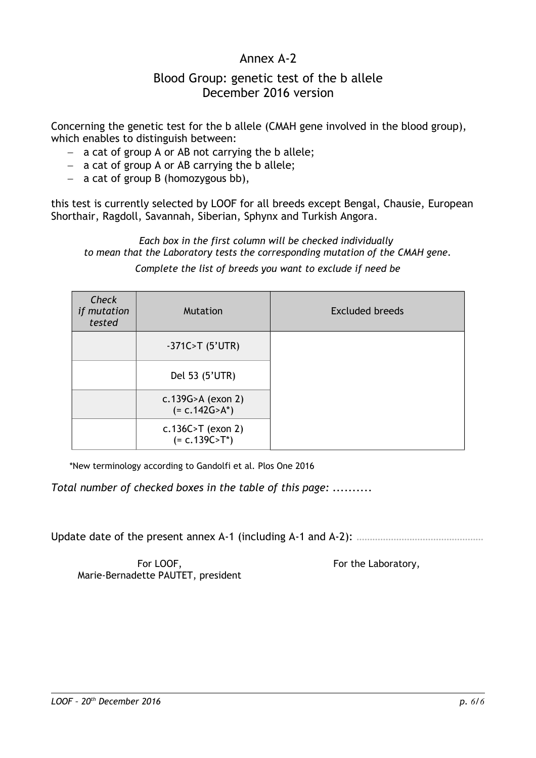# Annex A-2

## Blood Group: genetic test of the b allele
## December 2016 version

Concerning the genetic test for the b allele (CMAH gene involved in the blood group), which enables to distinguish between:

- a cat of group A or AB not carrying the b allele;
- a cat of group A or AB carrying the b allele;
- a cat of group B (homozygous bb),

this test is currently selected by LOOF for all breeds except Bengal, Chausie, European Shorthair, Ragdoll, Savannah, Siberian, Sphynx and Turkish Angora.

*Each box in the first column will be checked individually to mean that the Laboratory tests the corresponding mutation of the CMAH gene.*

*Complete the list of breeds you want to exclude if need be*

| *Check if mutation tested* | Mutation | Excluded breeds |
|---|---|---|
| | -371C>T (5'UTR) | |
| | Del 53 (5'UTR) | |
| | c.139G>A (exon 2) (= c.142G>A*) | |
| | c.136C>T (exon 2) (= c.139C>T*) | |

*New terminology according to Gandolfi et al. Plos One 2016

*Total number of checked boxes in the table of this page: ..........*

Update date of the present annex A-1 (including A-1 and A-2): ..............................................

For LOOF,
Marie-Bernadette PAUTET, president

For the Laboratory,